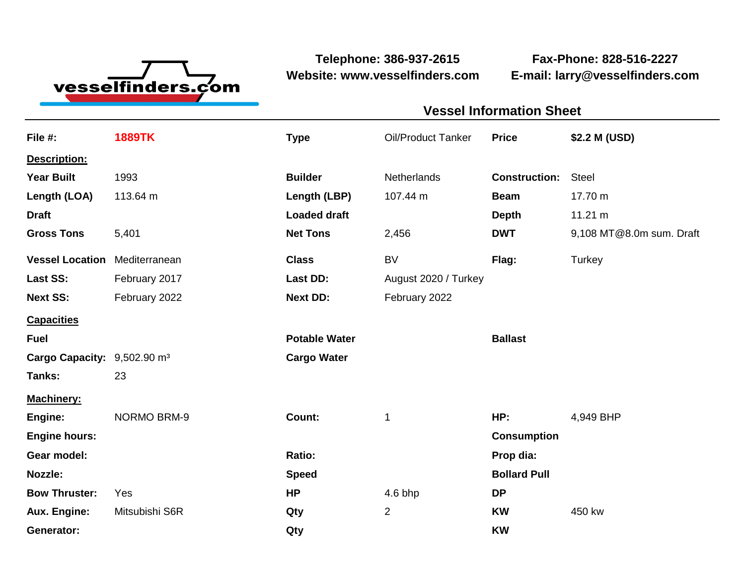vesselfinders.com

**Telephone: 386-937-2615**
**Website: www.vesselfinders.com**

**Fax-Phone: 828-516-2227**
**E-mail: larry@vesselfinders.com**

## Vessel Information Sheet

| | | | | | |
|---|---|---|---|---|---|
| **File #:** | **1889TK** | **Type** | Oil/Product Tanker | **Price** | **$2.2 M (USD)** |
| **Description:** | | | | | |
| **Year Built** | 1993 | **Builder** | Netherlands | **Construction:** | Steel |
| **Length (LOA)** | 113.64 m | **Length (LBP)** | 107.44 m | **Beam** | 17.70 m |
| **Draft** | | **Loaded draft** | | **Depth** | 11.21 m |
| **Gross Tons** | 5,401 | **Net Tons** | 2,456 | **DWT** | 9,108 MT@8.0m sum. Draft |
| **Vessel Location** | Mediterranean | **Class** | BV | **Flag:** | Turkey |
| **Last SS:** | February 2017 | **Last DD:** | August 2020 / Turkey | | |
| **Next SS:** | February 2022 | **Next DD:** | February 2022 | | |
| **Capacities** | | | | | |
| **Fuel** | | **Potable Water** | | **Ballast** | |
| **Cargo Capacity:** | 9,502.90 m³ | **Cargo Water** | | | |
| **Tanks:** | 23 | | | | |
| **Machinery:** | | | | | |
| **Engine:** | NORMO BRM-9 | **Count:** | 1 | **HP:** | 4,949 BHP |
| **Engine hours:** | | | | **Consumption** | |
| **Gear model:** | | **Ratio:** | | **Prop dia:** | |
| **Nozzle:** | | **Speed** | | **Bollard Pull** | |
| **Bow Thruster:** | Yes | **HP** | 4.6 bhp | **DP** | |
| **Aux. Engine:** | Mitsubishi S6R | **Qty** | 2 | **KW** | 450 kw |
| **Generator:** | | **Qty** | | **KW** | |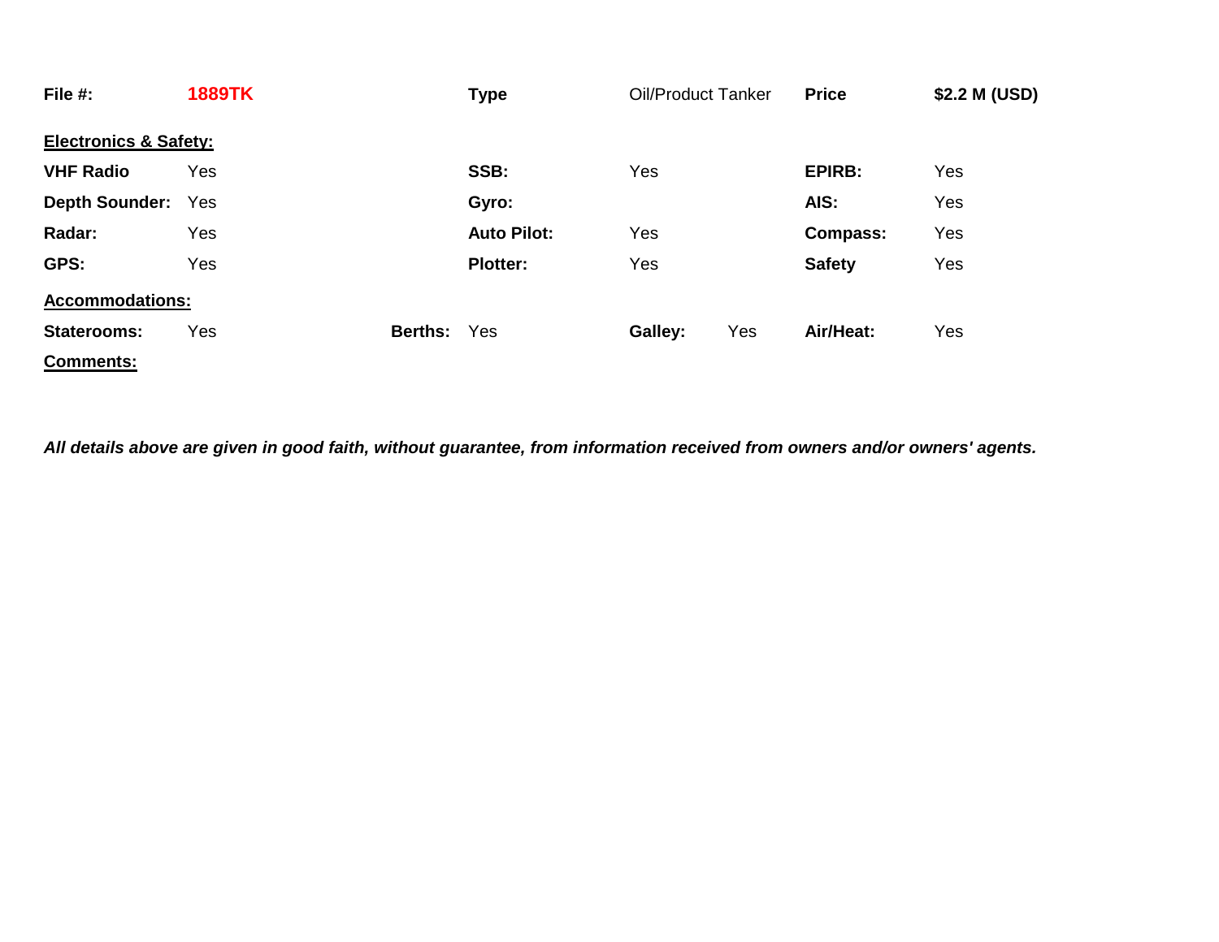| | | | | | |
|---|---|---|---|---|---|
| **File #:** | **1889TK** | **Type** | Oil/Product Tanker | **Price** | **$2.2 M (USD)** |

**Electronics & Safety:**

| | | | | | |
|---|---|---|---|---|---|
| **VHF Radio** | Yes | **SSB:** | Yes | **EPIRB:** | Yes |
| **Depth Sounder:** | Yes | **Gyro:** | | **AIS:** | Yes |
| **Radar:** | Yes | **Auto Pilot:** | Yes | **Compass:** | Yes |
| **GPS:** | Yes | **Plotter:** | Yes | **Safety** | Yes |

**Accommodations:**

| | | | | | | | |
|---|---|---|---|---|---|---|---|
| **Staterooms:** | Yes | **Berths:** | Yes | **Galley:** | Yes | **Air/Heat:** | Yes |

**Comments:**

***All details above are given in good faith, without guarantee, from information received from owners and/or owners' agents.***